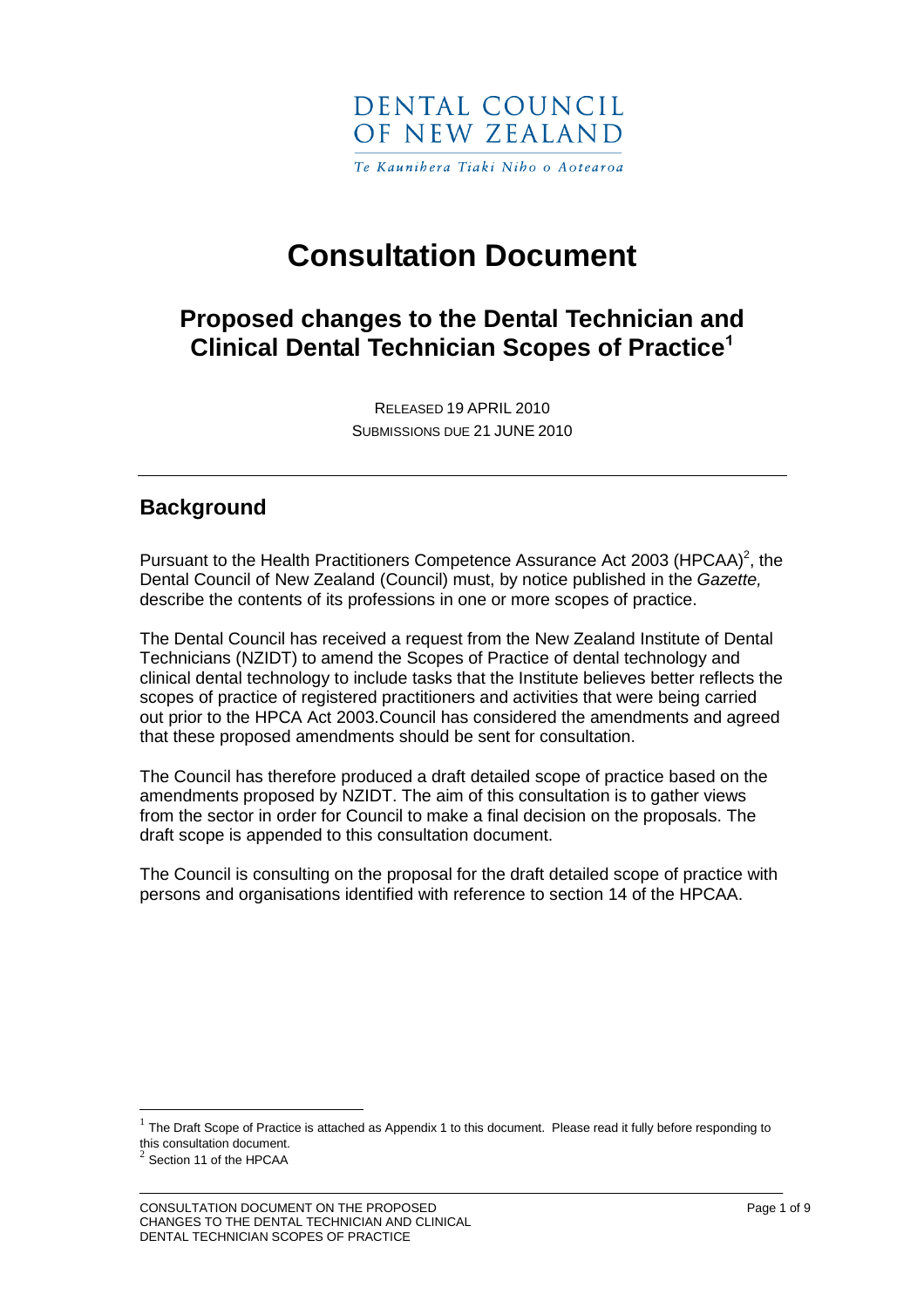DENTAL COUNCIL
OF NEW ZEALAND

*Te Kaunihera Tiaki Niho o Aotearoa*

# Consultation Document

## Proposed changes to the Dental Technician and Clinical Dental Technician Scopes of Practice[1]

RELEASED 19 APRIL 2010
SUBMISSIONS DUE 21 JUNE 2010

---

## Background

Pursuant to the Health Practitioners Competence Assurance Act 2003 (HPCAA)[2], the Dental Council of New Zealand (Council) must, by notice published in the *Gazette,* describe the contents of its professions in one or more scopes of practice.

The Dental Council has received a request from the New Zealand Institute of Dental Technicians (NZIDT) to amend the Scopes of Practice of dental technology and clinical dental technology to include tasks that the Institute believes better reflects the scopes of practice of registered practitioners and activities that were being carried out prior to the HPCA Act 2003.Council has considered the amendments and agreed that these proposed amendments should be sent for consultation.

The Council has therefore produced a draft detailed scope of practice based on the amendments proposed by NZIDT. The aim of this consultation is to gather views from the sector in order for Council to make a final decision on the proposals. The draft scope is appended to this consultation document.

The Council is consulting on the proposal for the draft detailed scope of practice with persons and organisations identified with reference to section 14 of the HPCAA.

---

[1] The Draft Scope of Practice is attached as Appendix 1 to this document. Please read it fully before responding to this consultation document.

[2] Section 11 of the HPCAA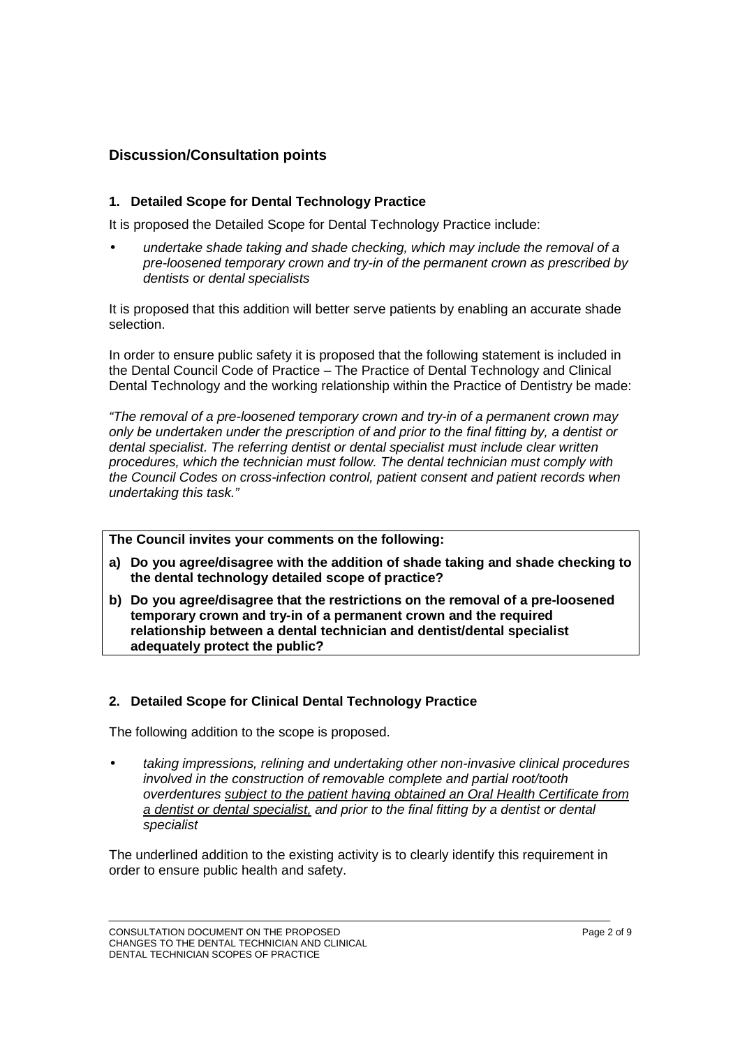## Discussion/Consultation points

### 1. Detailed Scope for Dental Technology Practice

It is proposed the Detailed Scope for Dental Technology Practice include:

- *undertake shade taking and shade checking, which may include the removal of a pre-loosened temporary crown and try-in of the permanent crown as prescribed by dentists or dental specialists*

It is proposed that this addition will better serve patients by enabling an accurate shade selection.

In order to ensure public safety it is proposed that the following statement is included in the Dental Council Code of Practice – The Practice of Dental Technology and Clinical Dental Technology and the working relationship within the Practice of Dentistry be made:

*"The removal of a pre-loosened temporary crown and try-in of a permanent crown may only be undertaken under the prescription of and prior to the final fitting by, a dentist or dental specialist. The referring dentist or dental specialist must include clear written procedures, which the technician must follow. The dental technician must comply with the Council Codes on cross-infection control, patient consent and patient records when undertaking this task."*

**The Council invites your comments on the following:**

**a) Do you agree/disagree with the addition of shade taking and shade checking to the dental technology detailed scope of practice?**

**b) Do you agree/disagree that the restrictions on the removal of a pre-loosened temporary crown and try-in of a permanent crown and the required relationship between a dental technician and dentist/dental specialist adequately protect the public?**

### 2. Detailed Scope for Clinical Dental Technology Practice

The following addition to the scope is proposed.

- *taking impressions, relining and undertaking other non-invasive clinical procedures involved in the construction of removable complete and partial root/tooth overdentures <u>subject to the patient having obtained an Oral Health Certificate from a dentist or dental specialist,</u> and prior to the final fitting by a dentist or dental specialist*

The underlined addition to the existing activity is to clearly identify this requirement in order to ensure public health and safety.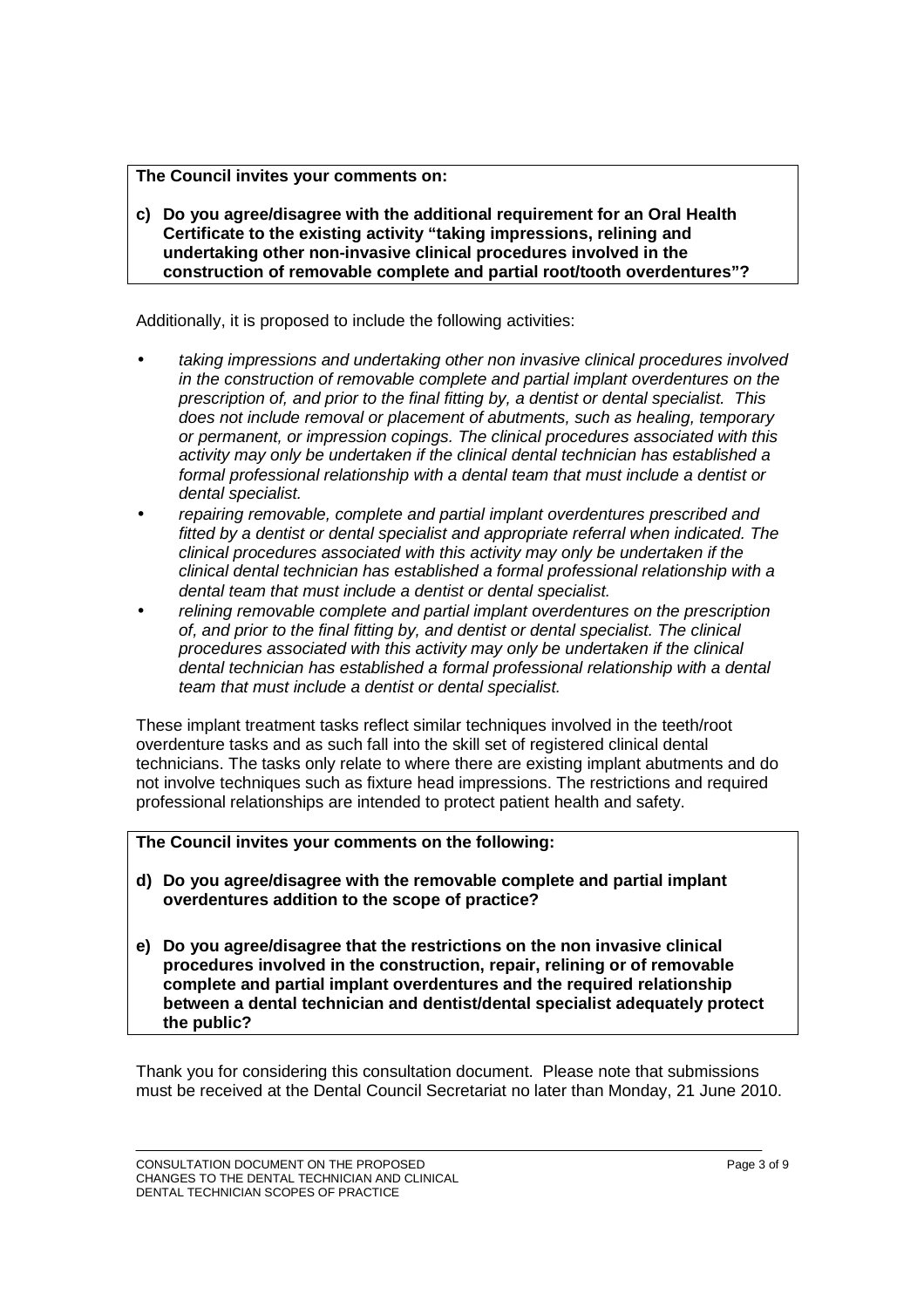**The Council invites your comments on:**

**c) Do you agree/disagree with the additional requirement for an Oral Health Certificate to the existing activity "taking impressions, relining and undertaking other non-invasive clinical procedures involved in the construction of removable complete and partial root/tooth overdentures"?**

Additionally, it is proposed to include the following activities:

- *taking impressions and undertaking other non invasive clinical procedures involved in the construction of removable complete and partial implant overdentures on the prescription of, and prior to the final fitting by, a dentist or dental specialist. This does not include removal or placement of abutments, such as healing, temporary or permanent, or impression copings. The clinical procedures associated with this activity may only be undertaken if the clinical dental technician has established a formal professional relationship with a dental team that must include a dentist or dental specialist.*
- *repairing removable, complete and partial implant overdentures prescribed and fitted by a dentist or dental specialist and appropriate referral when indicated. The clinical procedures associated with this activity may only be undertaken if the clinical dental technician has established a formal professional relationship with a dental team that must include a dentist or dental specialist.*
- *relining removable complete and partial implant overdentures on the prescription of, and prior to the final fitting by, and dentist or dental specialist. The clinical procedures associated with this activity may only be undertaken if the clinical dental technician has established a formal professional relationship with a dental team that must include a dentist or dental specialist.*

These implant treatment tasks reflect similar techniques involved in the teeth/root overdenture tasks and as such fall into the skill set of registered clinical dental technicians. The tasks only relate to where there are existing implant abutments and do not involve techniques such as fixture head impressions. The restrictions and required professional relationships are intended to protect patient health and safety.

**The Council invites your comments on the following:**

**d) Do you agree/disagree with the removable complete and partial implant overdentures addition to the scope of practice?**

**e) Do you agree/disagree that the restrictions on the non invasive clinical procedures involved in the construction, repair, relining or of removable complete and partial implant overdentures and the required relationship between a dental technician and dentist/dental specialist adequately protect the public?**

Thank you for considering this consultation document. Please note that submissions must be received at the Dental Council Secretariat no later than Monday, 21 June 2010.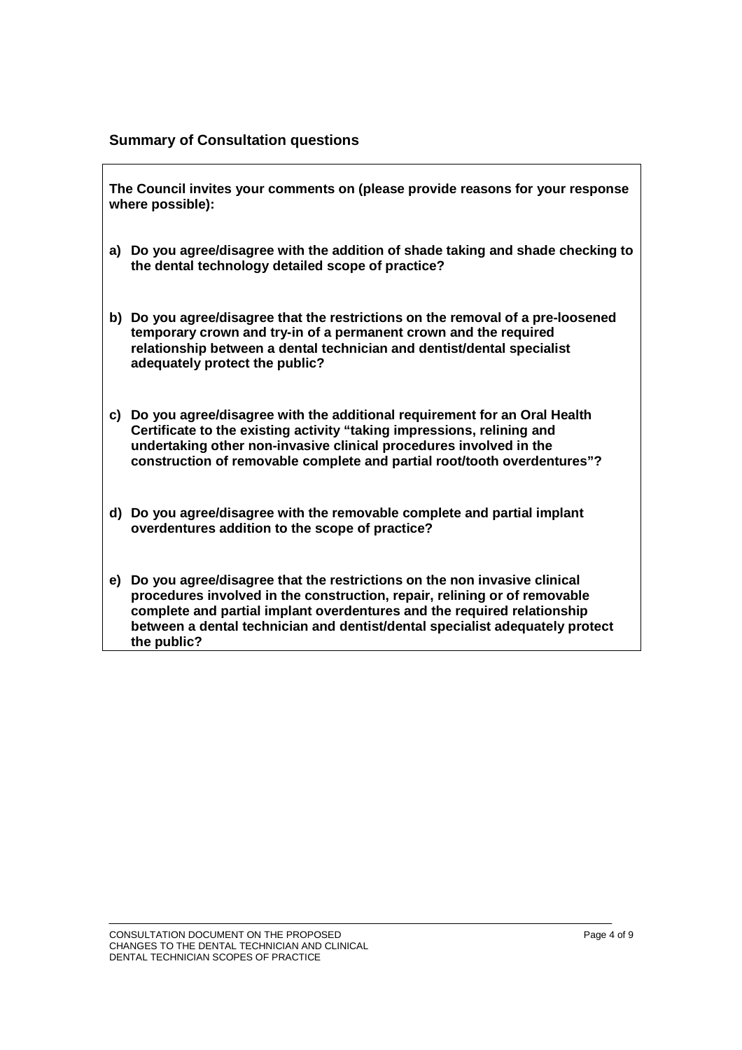## Summary of Consultation questions

**The Council invites your comments on (please provide reasons for your response where possible):**

**a) Do you agree/disagree with the addition of shade taking and shade checking to the dental technology detailed scope of practice?**

**b) Do you agree/disagree that the restrictions on the removal of a pre-loosened temporary crown and try-in of a permanent crown and the required relationship between a dental technician and dentist/dental specialist adequately protect the public?**

**c) Do you agree/disagree with the additional requirement for an Oral Health Certificate to the existing activity "taking impressions, relining and undertaking other non-invasive clinical procedures involved in the construction of removable complete and partial root/tooth overdentures"?**

**d) Do you agree/disagree with the removable complete and partial implant overdentures addition to the scope of practice?**

**e) Do you agree/disagree that the restrictions on the non invasive clinical procedures involved in the construction, repair, relining or of removable complete and partial implant overdentures and the required relationship between a dental technician and dentist/dental specialist adequately protect the public?**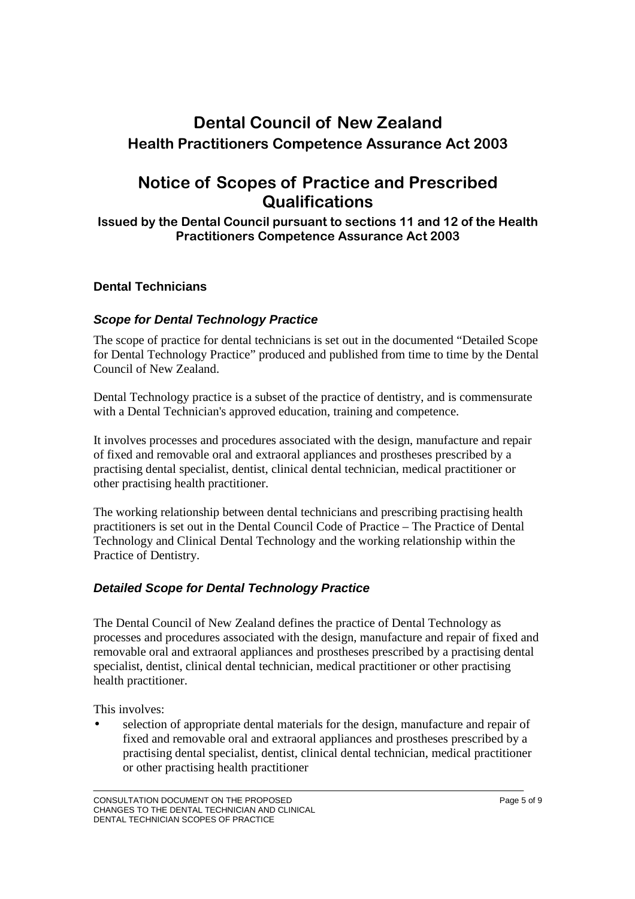# Dental Council of New Zealand

## Health Practitioners Competence Assurance Act 2003

# Notice of Scopes of Practice and Prescribed Qualifications

**Issued by the Dental Council pursuant to sections 11 and 12 of the Health Practitioners Competence Assurance Act 2003**

### Dental Technicians

#### *Scope for Dental Technology Practice*

The scope of practice for dental technicians is set out in the documented "Detailed Scope for Dental Technology Practice" produced and published from time to time by the Dental Council of New Zealand.

Dental Technology practice is a subset of the practice of dentistry, and is commensurate with a Dental Technician's approved education, training and competence.

It involves processes and procedures associated with the design, manufacture and repair of fixed and removable oral and extraoral appliances and prostheses prescribed by a practising dental specialist, dentist, clinical dental technician, medical practitioner or other practising health practitioner.

The working relationship between dental technicians and prescribing practising health practitioners is set out in the Dental Council Code of Practice – The Practice of Dental Technology and Clinical Dental Technology and the working relationship within the Practice of Dentistry.

#### *Detailed Scope for Dental Technology Practice*

The Dental Council of New Zealand defines the practice of Dental Technology as processes and procedures associated with the design, manufacture and repair of fixed and removable oral and extraoral appliances and prostheses prescribed by a practising dental specialist, dentist, clinical dental technician, medical practitioner or other practising health practitioner.

This involves:

- selection of appropriate dental materials for the design, manufacture and repair of fixed and removable oral and extraoral appliances and prostheses prescribed by a practising dental specialist, dentist, clinical dental technician, medical practitioner or other practising health practitioner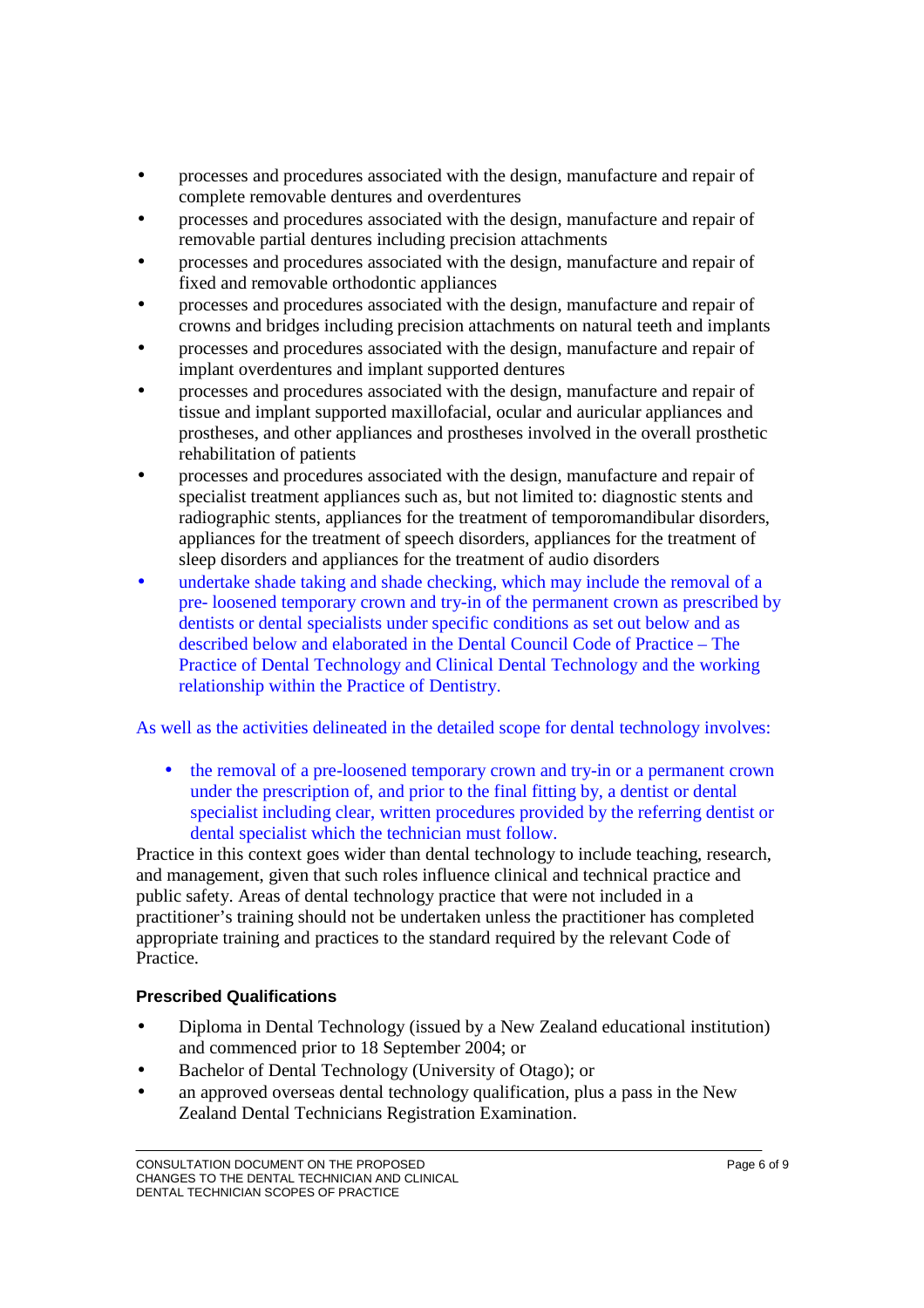- processes and procedures associated with the design, manufacture and repair of complete removable dentures and overdentures
- processes and procedures associated with the design, manufacture and repair of removable partial dentures including precision attachments
- processes and procedures associated with the design, manufacture and repair of fixed and removable orthodontic appliances
- processes and procedures associated with the design, manufacture and repair of crowns and bridges including precision attachments on natural teeth and implants
- processes and procedures associated with the design, manufacture and repair of implant overdentures and implant supported dentures
- processes and procedures associated with the design, manufacture and repair of tissue and implant supported maxillofacial, ocular and auricular appliances and prostheses, and other appliances and prostheses involved in the overall prosthetic rehabilitation of patients
- processes and procedures associated with the design, manufacture and repair of specialist treatment appliances such as, but not limited to: diagnostic stents and radiographic stents, appliances for the treatment of temporomandibular disorders, appliances for the treatment of speech disorders, appliances for the treatment of sleep disorders and appliances for the treatment of audio disorders
- undertake shade taking and shade checking, which may include the removal of a pre- loosened temporary crown and try-in of the permanent crown as prescribed by dentists or dental specialists under specific conditions as set out below and as described below and elaborated in the Dental Council Code of Practice – The Practice of Dental Technology and Clinical Dental Technology and the working relationship within the Practice of Dentistry.

As well as the activities delineated in the detailed scope for dental technology involves:

- the removal of a pre-loosened temporary crown and try-in or a permanent crown under the prescription of, and prior to the final fitting by, a dentist or dental specialist including clear, written procedures provided by the referring dentist or dental specialist which the technician must follow.

Practice in this context goes wider than dental technology to include teaching, research, and management, given that such roles influence clinical and technical practice and public safety. Areas of dental technology practice that were not included in a practitioner's training should not be undertaken unless the practitioner has completed appropriate training and practices to the standard required by the relevant Code of Practice.

**Prescribed Qualifications**

- Diploma in Dental Technology (issued by a New Zealand educational institution) and commenced prior to 18 September 2004; or
- Bachelor of Dental Technology (University of Otago); or
- an approved overseas dental technology qualification, plus a pass in the New Zealand Dental Technicians Registration Examination.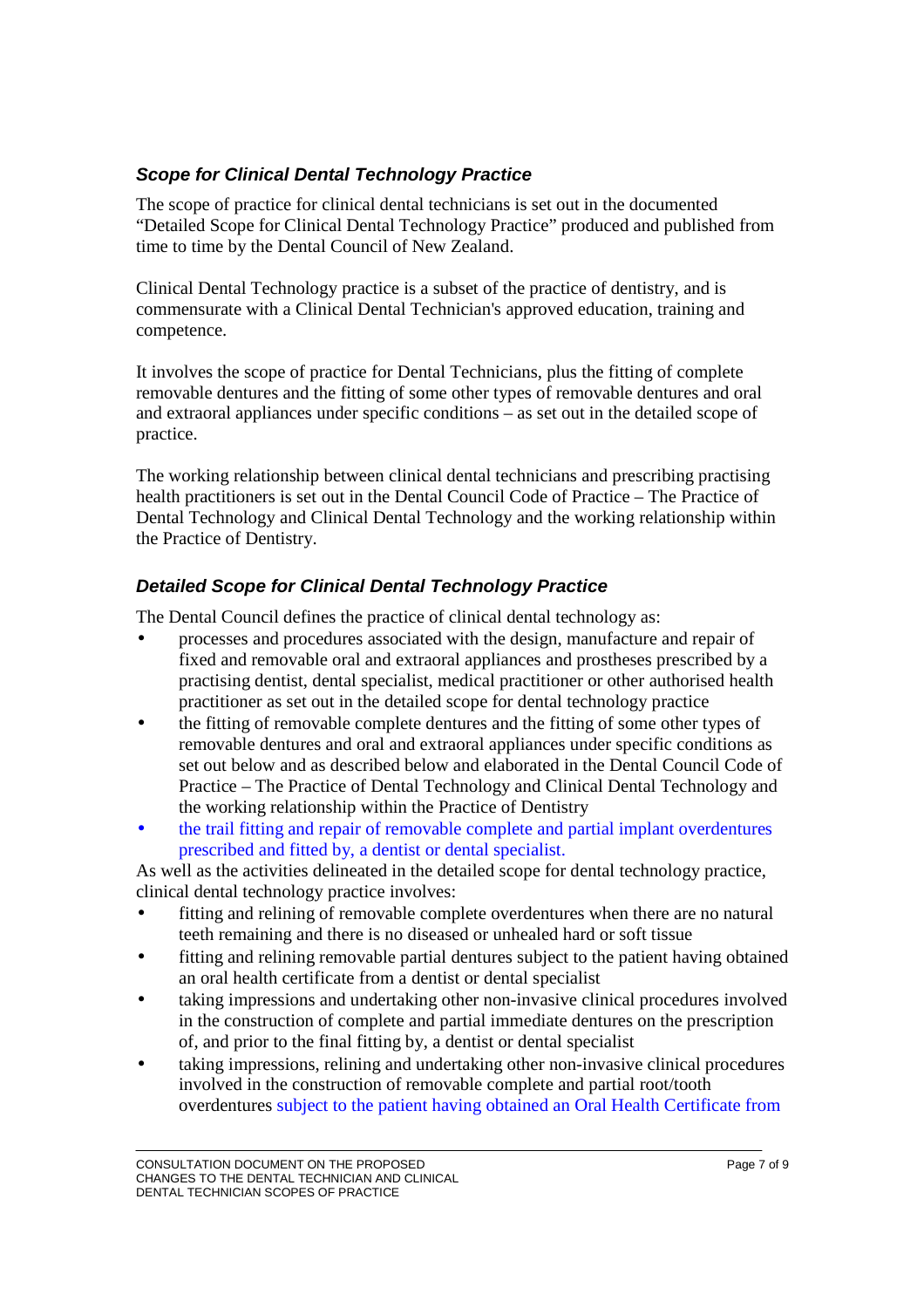### *Scope for Clinical Dental Technology Practice*

The scope of practice for clinical dental technicians is set out in the documented "Detailed Scope for Clinical Dental Technology Practice" produced and published from time to time by the Dental Council of New Zealand.

Clinical Dental Technology practice is a subset of the practice of dentistry, and is commensurate with a Clinical Dental Technician's approved education, training and competence.

It involves the scope of practice for Dental Technicians, plus the fitting of complete removable dentures and the fitting of some other types of removable dentures and oral and extraoral appliances under specific conditions – as set out in the detailed scope of practice.

The working relationship between clinical dental technicians and prescribing practising health practitioners is set out in the Dental Council Code of Practice – The Practice of Dental Technology and Clinical Dental Technology and the working relationship within the Practice of Dentistry.

### *Detailed Scope for Clinical Dental Technology Practice*

The Dental Council defines the practice of clinical dental technology as:

- processes and procedures associated with the design, manufacture and repair of fixed and removable oral and extraoral appliances and prostheses prescribed by a practising dentist, dental specialist, medical practitioner or other authorised health practitioner as set out in the detailed scope for dental technology practice
- the fitting of removable complete dentures and the fitting of some other types of removable dentures and oral and extraoral appliances under specific conditions as set out below and as described below and elaborated in the Dental Council Code of Practice – The Practice of Dental Technology and Clinical Dental Technology and the working relationship within the Practice of Dentistry
- the trail fitting and repair of removable complete and partial implant overdentures prescribed and fitted by, a dentist or dental specialist.

As well as the activities delineated in the detailed scope for dental technology practice, clinical dental technology practice involves:

- fitting and relining of removable complete overdentures when there are no natural teeth remaining and there is no diseased or unhealed hard or soft tissue
- fitting and relining removable partial dentures subject to the patient having obtained an oral health certificate from a dentist or dental specialist
- taking impressions and undertaking other non-invasive clinical procedures involved in the construction of complete and partial immediate dentures on the prescription of, and prior to the final fitting by, a dentist or dental specialist
- taking impressions, relining and undertaking other non-invasive clinical procedures involved in the construction of removable complete and partial root/tooth overdentures subject to the patient having obtained an Oral Health Certificate from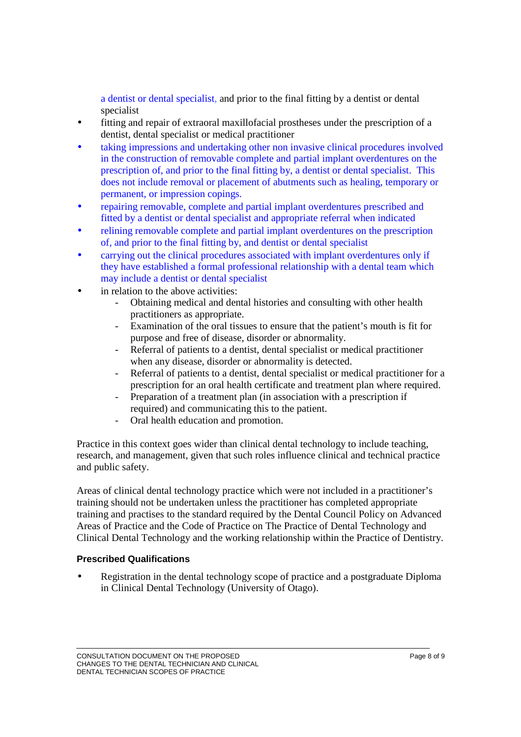a dentist or dental specialist, and prior to the final fitting by a dentist or dental specialist

- fitting and repair of extraoral maxillofacial prostheses under the prescription of a dentist, dental specialist or medical practitioner
- taking impressions and undertaking other non invasive clinical procedures involved in the construction of removable complete and partial implant overdentures on the prescription of, and prior to the final fitting by, a dentist or dental specialist. This does not include removal or placement of abutments such as healing, temporary or permanent, or impression copings.
- repairing removable, complete and partial implant overdentures prescribed and fitted by a dentist or dental specialist and appropriate referral when indicated
- relining removable complete and partial implant overdentures on the prescription of, and prior to the final fitting by, and dentist or dental specialist
- carrying out the clinical procedures associated with implant overdentures only if they have established a formal professional relationship with a dental team which may include a dentist or dental specialist
- in relation to the above activities:
  - Obtaining medical and dental histories and consulting with other health practitioners as appropriate.
  - Examination of the oral tissues to ensure that the patient's mouth is fit for purpose and free of disease, disorder or abnormality.
  - Referral of patients to a dentist, dental specialist or medical practitioner when any disease, disorder or abnormality is detected.
  - Referral of patients to a dentist, dental specialist or medical practitioner for a prescription for an oral health certificate and treatment plan where required.
  - Preparation of a treatment plan (in association with a prescription if required) and communicating this to the patient.
  - Oral health education and promotion.

Practice in this context goes wider than clinical dental technology to include teaching, research, and management, given that such roles influence clinical and technical practice and public safety.

Areas of clinical dental technology practice which were not included in a practitioner's training should not be undertaken unless the practitioner has completed appropriate training and practises to the standard required by the Dental Council Policy on Advanced Areas of Practice and the Code of Practice on The Practice of Dental Technology and Clinical Dental Technology and the working relationship within the Practice of Dentistry.

### Prescribed Qualifications

- Registration in the dental technology scope of practice and a postgraduate Diploma in Clinical Dental Technology (University of Otago).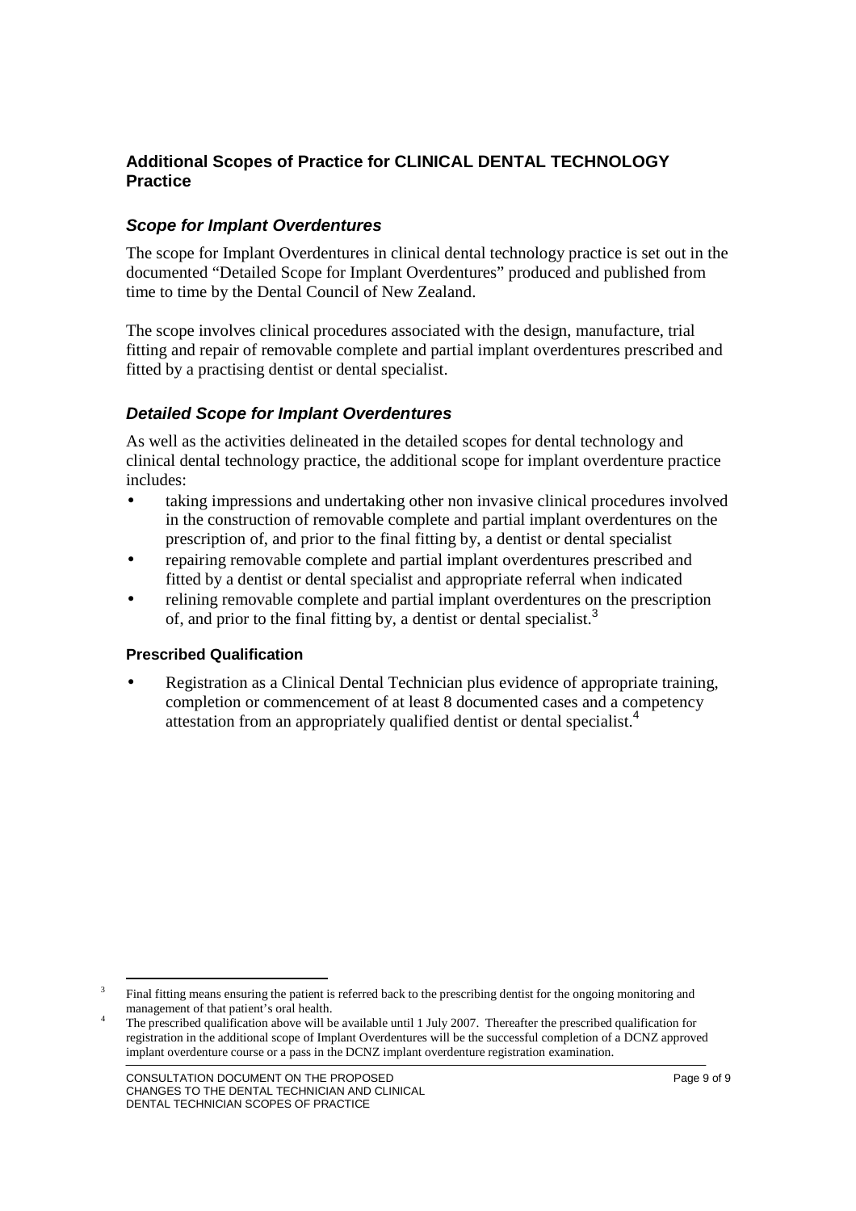## Additional Scopes of Practice for CLINICAL DENTAL TECHNOLOGY Practice

### *Scope for Implant Overdentures*

The scope for Implant Overdentures in clinical dental technology practice is set out in the documented "Detailed Scope for Implant Overdentures" produced and published from time to time by the Dental Council of New Zealand.

The scope involves clinical procedures associated with the design, manufacture, trial fitting and repair of removable complete and partial implant overdentures prescribed and fitted by a practising dentist or dental specialist.

### *Detailed Scope for Implant Overdentures*

As well as the activities delineated in the detailed scopes for dental technology and clinical dental technology practice, the additional scope for implant overdenture practice includes:

- taking impressions and undertaking other non invasive clinical procedures involved in the construction of removable complete and partial implant overdentures on the prescription of, and prior to the final fitting by, a dentist or dental specialist
- repairing removable complete and partial implant overdentures prescribed and fitted by a dentist or dental specialist and appropriate referral when indicated
- relining removable complete and partial implant overdentures on the prescription of, and prior to the final fitting by, a dentist or dental specialist.[3]

#### Prescribed Qualification

- Registration as a Clinical Dental Technician plus evidence of appropriate training, completion or commencement of at least 8 documented cases and a competency attestation from an appropriately qualified dentist or dental specialist.[4]

---

[3] Final fitting means ensuring the patient is referred back to the prescribing dentist for the ongoing monitoring and management of that patient's oral health.

[4] The prescribed qualification above will be available until 1 July 2007. Thereafter the prescribed qualification for registration in the additional scope of Implant Overdentures will be the successful completion of a DCNZ approved implant overdenture course or a pass in the DCNZ implant overdenture registration examination.